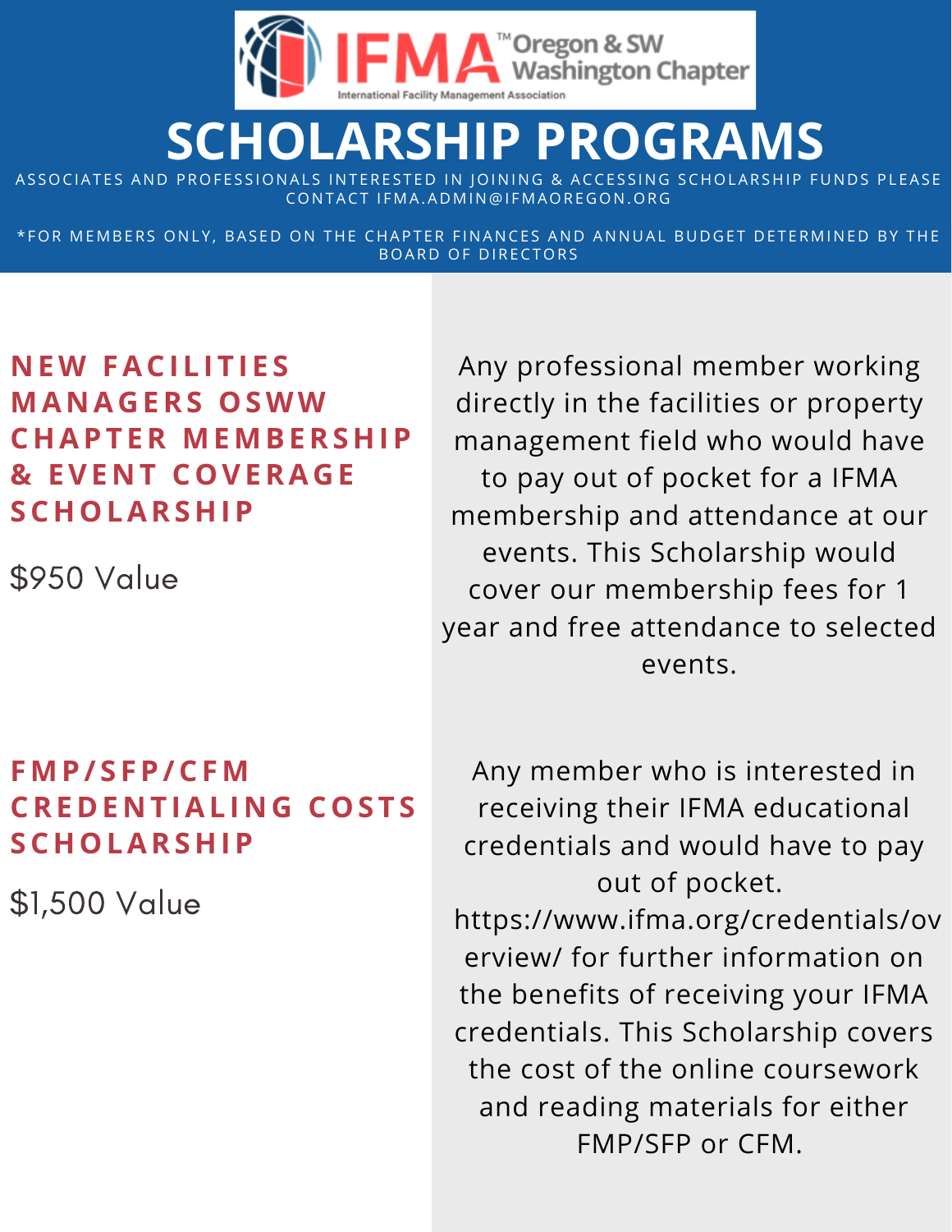IFMA™ Oregon & SW Washington Chapter

International Facility Management Association

# SCHOLARSHIP PROGRAMS

ASSOCIATES AND PROFESSIONALS INTERESTED IN JOINING & ACCESSING SCHOLARSHIP FUNDS PLEASE CONTACT IFMA.ADMIN@IFMAOREGON.ORG

*FOR MEMBERS ONLY, BASED ON THE CHAPTER FINANCES AND ANNUAL BUDGET DETERMINED BY THE BOARD OF DIRECTORS

## NEW FACILITIES MANAGERS OSWW CHAPTER MEMBERSHIP & EVENT COVERAGE SCHOLARSHIP

$950 Value

Any professional member working directly in the facilities or property management field who would have to pay out of pocket for a IFMA membership and attendance at our events. This Scholarship would cover our membership fees for 1 year and free attendance to selected events.

## FMP/SFP/CFM CREDENTIALING COSTS SCHOLARSHIP

$1,500 Value

Any member who is interested in receiving their IFMA educational credentials and would have to pay out of pocket. https://www.ifma.org/credentials/overview/ for further information on the benefits of receiving your IFMA credentials. This Scholarship covers the cost of the online coursework and reading materials for either FMP/SFP or CFM.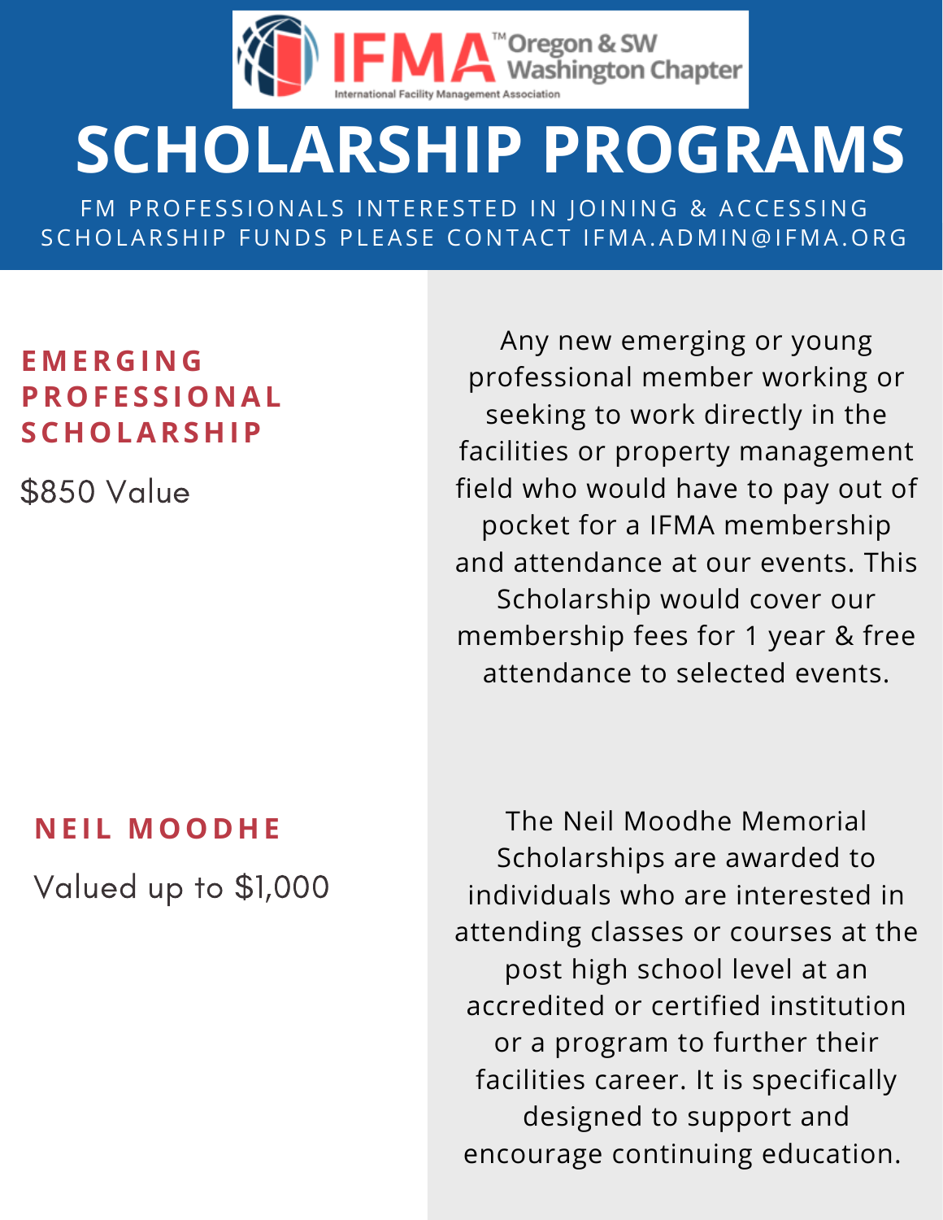IFMA™ Oregon & SW Washington Chapter

International Facility Management Association

# SCHOLARSHIP PROGRAMS

FM PROFESSIONALS INTERESTED IN JOINING & ACCESSING SCHOLARSHIP FUNDS PLEASE CONTACT IFMA.ADMIN@IFMA.ORG

## EMERGING PROFESSIONAL SCHOLARSHIP

$850 Value

Any new emerging or young professional member working or seeking to work directly in the facilities or property management field who would have to pay out of pocket for a IFMA membership and attendance at our events. This Scholarship would cover our membership fees for 1 year & free attendance to selected events.

## NEIL MOODHE

Valued up to $1,000

The Neil Moodhe Memorial Scholarships are awarded to individuals who are interested in attending classes or courses at the post high school level at an accredited or certified institution or a program to further their facilities career. It is specifically designed to support and encourage continuing education.